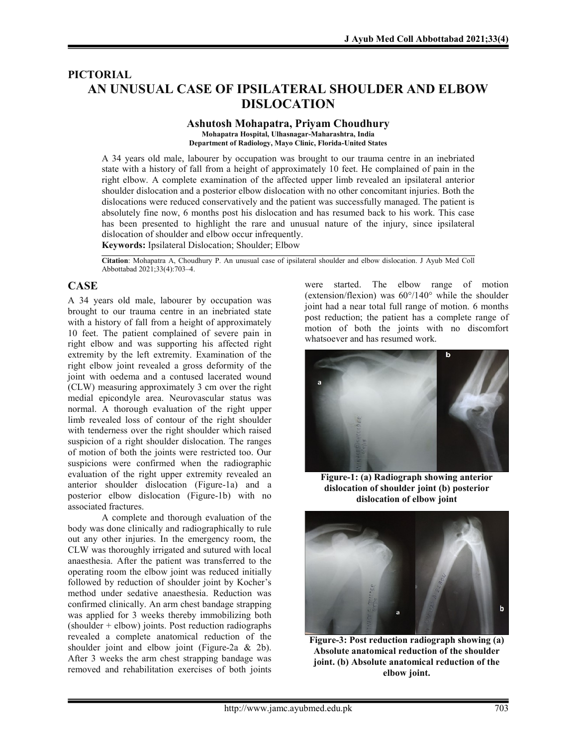**PICTORIAL**

# AN UNUSUAL CASE OF IPSILATERAL SHOULDER AND ELBOW DISLOCATION

**Ashutosh Mohapatra, Priyam Choudhury**

Mohapatra Hospital, Ulhasnagar-Maharashtra, India
Department of Radiology, Mayo Clinic, Florida-United States

A 34 years old male, labourer by occupation was brought to our trauma centre in an inebriated state with a history of fall from a height of approximately 10 feet. He complained of pain in the right elbow. A complete examination of the affected upper limb revealed an ipsilateral anterior shoulder dislocation and a posterior elbow dislocation with no other concomitant injuries. Both the dislocations were reduced conservatively and the patient was successfully managed. The patient is absolutely fine now, 6 months post his dislocation and has resumed back to his work. This case has been presented to highlight the rare and unusual nature of the injury, since ipsilateral dislocation of shoulder and elbow occur infrequently.

**Keywords:** Ipsilateral Dislocation; Shoulder; Elbow

**Citation**: Mohapatra A, Choudhury P. An unusual case of ipsilateral shoulder and elbow dislocation. J Ayub Med Coll Abbottabad 2021;33(4):703–4.

## CASE

A 34 years old male, labourer by occupation was brought to our trauma centre in an inebriated state with a history of fall from a height of approximately 10 feet. The patient complained of severe pain in right elbow and was supporting his affected right extremity by the left extremity. Examination of the right elbow joint revealed a gross deformity of the joint with oedema and a contused lacerated wound (CLW) measuring approximately 3 cm over the right medial epicondyle area. Neurovascular status was normal. A thorough evaluation of the right upper limb revealed loss of contour of the right shoulder with tenderness over the right shoulder which raised suspicion of a right shoulder dislocation. The ranges of motion of both the joints were restricted too. Our suspicions were confirmed when the radiographic evaluation of the right upper extremity revealed an anterior shoulder dislocation (Figure-1a) and a posterior elbow dislocation (Figure-1b) with no associated fractures.

A complete and thorough evaluation of the body was done clinically and radiographically to rule out any other injuries. In the emergency room, the CLW was thoroughly irrigated and sutured with local anaesthesia. After the patient was transferred to the operating room the elbow joint was reduced initially followed by reduction of shoulder joint by Kocher's method under sedative anaesthesia. Reduction was confirmed clinically. An arm chest bandage strapping was applied for 3 weeks thereby immobilizing both (shoulder + elbow) joints. Post reduction radiographs revealed a complete anatomical reduction of the shoulder joint and elbow joint (Figure-2a & 2b). After 3 weeks the arm chest strapping bandage was removed and rehabilitation exercises of both joints were started. The elbow range of motion (extension/flexion) was 60°/140° while the shoulder joint had a near total full range of motion. 6 months post reduction; the patient has a complete range of motion of both the joints with no discomfort whatsoever and has resumed work.

**Figure-1: (a) Radiograph showing anterior dislocation of shoulder joint (b) posterior dislocation of elbow joint**

**Figure-3: Post reduction radiograph showing (a) Absolute anatomical reduction of the shoulder joint. (b) Absolute anatomical reduction of the elbow joint.**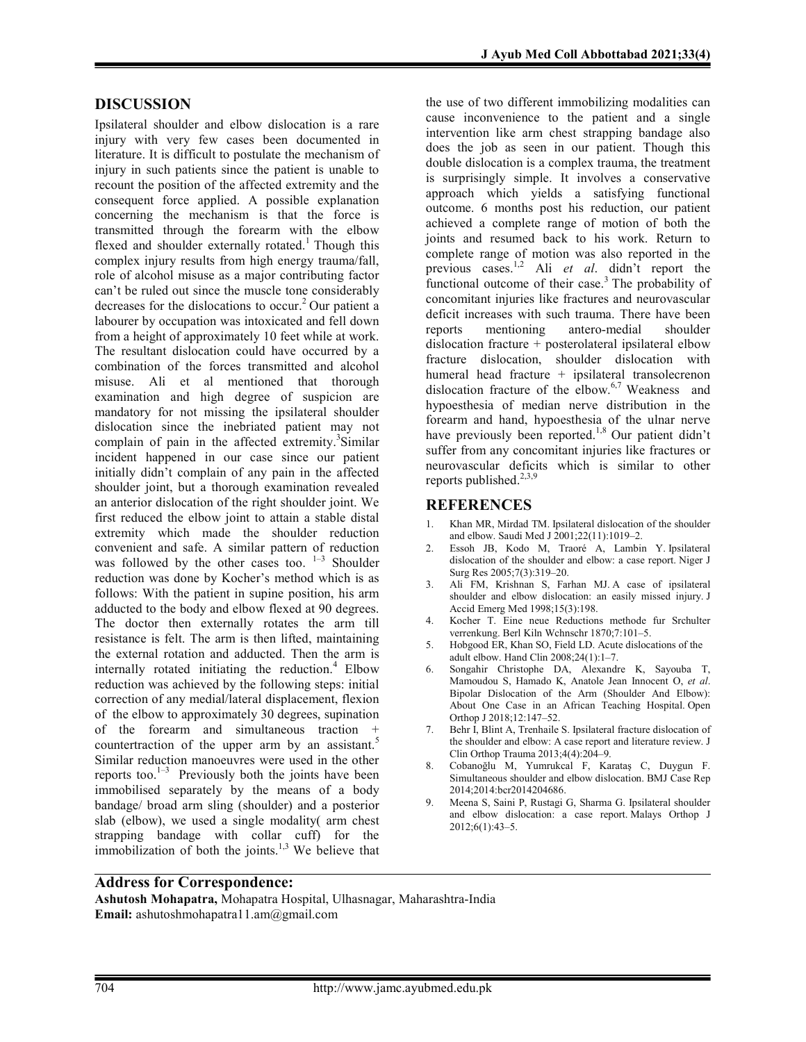## DISCUSSION

Ipsilateral shoulder and elbow dislocation is a rare injury with very few cases been documented in literature. It is difficult to postulate the mechanism of injury in such patients since the patient is unable to recount the position of the affected extremity and the consequent force applied. A possible explanation concerning the mechanism is that the force is transmitted through the forearm with the elbow flexed and shoulder externally rotated.[1] Though this complex injury results from high energy trauma/fall, role of alcohol misuse as a major contributing factor can't be ruled out since the muscle tone considerably decreases for the dislocations to occur.[2] Our patient a labourer by occupation was intoxicated and fell down from a height of approximately 10 feet while at work. The resultant dislocation could have occurred by a combination of the forces transmitted and alcohol misuse. Ali et al mentioned that thorough examination and high degree of suspicion are mandatory for not missing the ipsilateral shoulder dislocation since the inebriated patient may not complain of pain in the affected extremity.[3] Similar incident happened in our case since our patient initially didn't complain of any pain in the affected shoulder joint, but a thorough examination revealed an anterior dislocation of the right shoulder joint. We first reduced the elbow joint to attain a stable distal extremity which made the shoulder reduction convenient and safe. A similar pattern of reduction was followed by the other cases too.[1–3] Shoulder reduction was done by Kocher's method which is as follows: With the patient in supine position, his arm adducted to the body and elbow flexed at 90 degrees. The doctor then externally rotates the arm till resistance is felt. The arm is then lifted, maintaining the external rotation and adducted. Then the arm is internally rotated initiating the reduction.[4] Elbow reduction was achieved by the following steps: initial correction of any medial/lateral displacement, flexion of the elbow to approximately 30 degrees, supination of the forearm and simultaneous traction + countertraction of the upper arm by an assistant.[5] Similar reduction manoeuvres were used in the other reports too.[1–3] Previously both the joints have been immobilised separately by the means of a body bandage/ broad arm sling (shoulder) and a posterior slab (elbow), we used a single modality( arm chest strapping bandage with collar cuff) for the immobilization of both the joints.[1,3] We believe that the use of two different immobilizing modalities can cause inconvenience to the patient and a single intervention like arm chest strapping bandage also does the job as seen in our patient. Though this double dislocation is a complex trauma, the treatment is surprisingly simple. It involves a conservative approach which yields a satisfying functional outcome. 6 months post his reduction, our patient achieved a complete range of motion of both the joints and resumed back to his work. Return to complete range of motion was also reported in the previous cases.[1,2] Ali *et al*. didn't report the functional outcome of their case.[3] The probability of concomitant injuries like fractures and neurovascular deficit increases with such trauma. There have been reports mentioning antero-medial shoulder dislocation fracture + posterolateral ipsilateral elbow fracture dislocation, shoulder dislocation with humeral head fracture + ipsilateral transolecrenon dislocation fracture of the elbow.[6,7] Weakness and hypoesthesia of median nerve distribution in the forearm and hand, hypoesthesia of the ulnar nerve have previously been reported.[1,8] Our patient didn't suffer from any concomitant injuries like fractures or neurovascular deficits which is similar to other reports published.[2,3,9]

## REFERENCES

1. Khan MR, Mirdad TM. Ipsilateral dislocation of the shoulder and elbow. Saudi Med J 2001;22(11):1019–2.
2. Essoh JB, Kodo M, Traoré A, Lambin Y. Ipsilateral dislocation of the shoulder and elbow: a case report. Niger J Surg Res 2005;7(3):319–20.
3. Ali FM, Krishnan S, Farhan MJ. A case of ipsilateral shoulder and elbow dislocation: an easily missed injury. J Accid Emerg Med 1998;15(3):198.
4. Kocher T. Eine neue Reductions methode fur Srchulter verrenkung. Berl Kiln Wchnschr 1870;7:101–5.
5. Hobgood ER, Khan SO, Field LD. Acute dislocations of the adult elbow. Hand Clin 2008;24(1):1–7.
6. Songahir Christophe DA, Alexandre K, Sayouba T, Mamoudou S, Hamado K, Anatole Jean Innocent O, *et al*. Bipolar Dislocation of the Arm (Shoulder And Elbow): About One Case in an African Teaching Hospital. Open Orthop J 2018;12:147–52.
7. Behr I, Blint A, Trenhaile S. Ipsilateral fracture dislocation of the shoulder and elbow: A case report and literature review. J Clin Orthop Trauma 2013;4(4):204–9.
8. Cobanoğlu M, Yumrukcal F, Karataş C, Duygun F. Simultaneous shoulder and elbow dislocation. BMJ Case Rep 2014;2014:bcr2014204686.
9. Meena S, Saini P, Rustagi G, Sharma G. Ipsilateral shoulder and elbow dislocation: a case report. Malays Orthop J 2012;6(1):43–5.

### Address for Correspondence:

**Ashutosh Mohapatra,** Mohapatra Hospital, Ulhasnagar, Maharashtra-India
**Email:** ashutoshmohapatra11.am@gmail.com